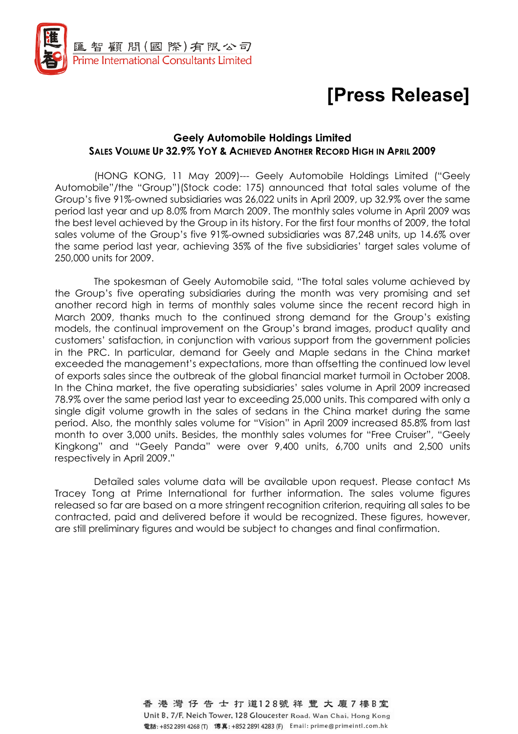匯智顧問(國際)有限公司
Prime International Consultants Limited

# [Press Release]

## Geely Automobile Holdings Limited
### SALES VOLUME UP 32.9% YOY & ACHIEVED ANOTHER RECORD HIGH IN APRIL 2009

(HONG KONG, 11 May 2009)--- Geely Automobile Holdings Limited ("Geely Automobile"/the "Group")(Stock code: 175) announced that total sales volume of the Group's five 91%-owned subsidiaries was 26,022 units in April 2009, up 32.9% over the same period last year and up 8.0% from March 2009. The monthly sales volume in April 2009 was the best level achieved by the Group in its history. For the first four months of 2009, the total sales volume of the Group's five 91%-owned subsidiaries was 87,248 units, up 14.6% over the same period last year, achieving 35% of the five subsidiaries' target sales volume of 250,000 units for 2009.

The spokesman of Geely Automobile said, "The total sales volume achieved by the Group's five operating subsidiaries during the month was very promising and set another record high in terms of monthly sales volume since the recent record high in March 2009, thanks much to the continued strong demand for the Group's existing models, the continual improvement on the Group's brand images, product quality and customers' satisfaction, in conjunction with various support from the government policies in the PRC. In particular, demand for Geely and Maple sedans in the China market exceeded the management's expectations, more than offsetting the continued low level of exports sales since the outbreak of the global financial market turmoil in October 2008. In the China market, the five operating subsidiaries' sales volume in April 2009 increased 78.9% over the same period last year to exceeding 25,000 units. This compared with only a single digit volume growth in the sales of sedans in the China market during the same period. Also, the monthly sales volume for "Vision" in April 2009 increased 85.8% from last month to over 3,000 units. Besides, the monthly sales volumes for "Free Cruiser", "Geely Kingkong" and "Geely Panda" were over 9,400 units, 6,700 units and 2,500 units respectively in April 2009."

Detailed sales volume data will be available upon request. Please contact Ms Tracey Tong at Prime International for further information. The sales volume figures released so far are based on a more stringent recognition criterion, requiring all sales to be contracted, paid and delivered before it would be recognized. These figures, however, are still preliminary figures and would be subject to changes and final confirmation.

香港灣仔告士打道128號祥豐大廈7樓B室
Unit B, 7/F, Neich Tower, 128 Gloucester Road, Wan Chai, Hong Kong
電話: +852 2891 4268 (T) 傳真: +852 2891 4283 (F) Email: prime@primeintl.com.hk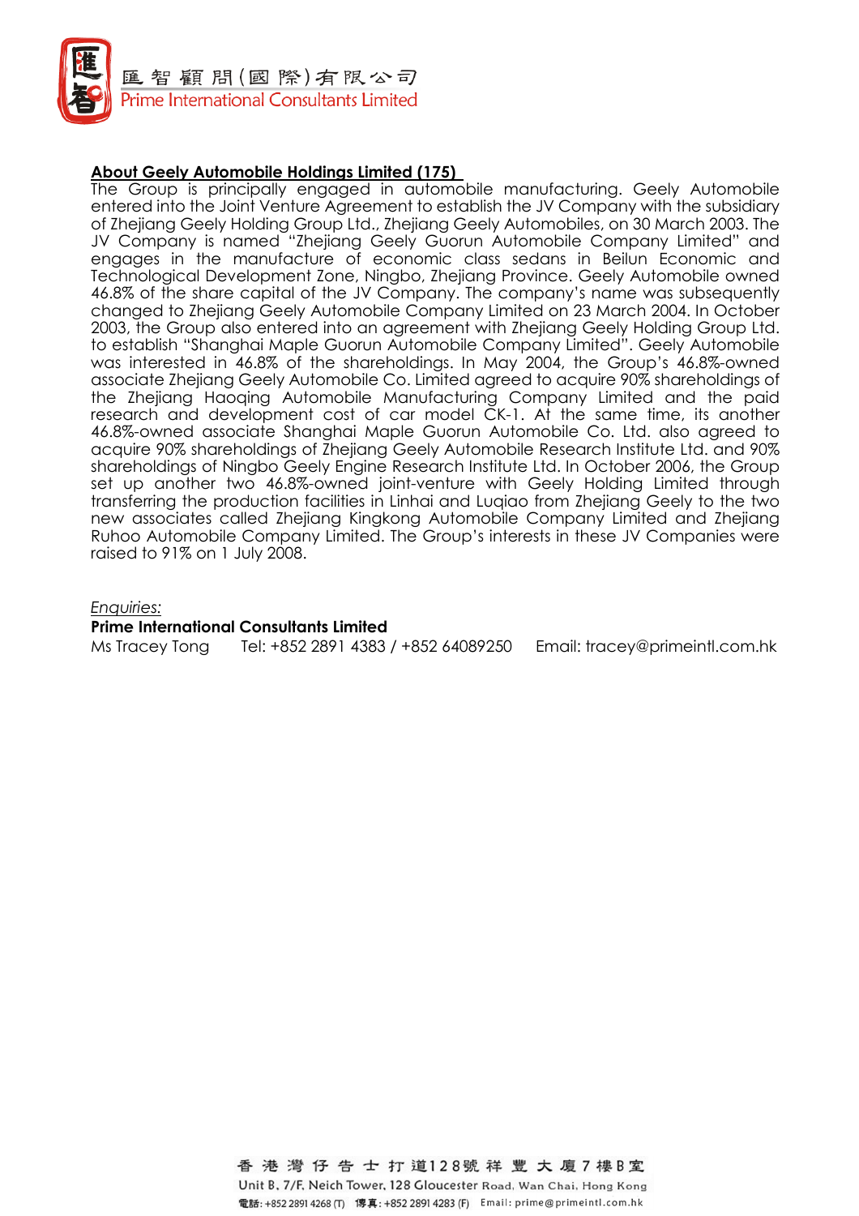**About Geely Automobile Holdings Limited (175)**

The Group is principally engaged in automobile manufacturing. Geely Automobile entered into the Joint Venture Agreement to establish the JV Company with the subsidiary of Zhejiang Geely Holding Group Ltd., Zhejiang Geely Automobiles, on 30 March 2003. The JV Company is named "Zhejiang Geely Guorun Automobile Company Limited" and engages in the manufacture of economic class sedans in Beilun Economic and Technological Development Zone, Ningbo, Zhejiang Province. Geely Automobile owned 46.8% of the share capital of the JV Company. The company's name was subsequently changed to Zhejiang Geely Automobile Company Limited on 23 March 2004. In October 2003, the Group also entered into an agreement with Zhejiang Geely Holding Group Ltd. to establish "Shanghai Maple Guorun Automobile Company Limited". Geely Automobile was interested in 46.8% of the shareholdings. In May 2004, the Group's 46.8%-owned associate Zhejiang Geely Automobile Co. Limited agreed to acquire 90% shareholdings of the Zhejiang Haoqing Automobile Manufacturing Company Limited and the paid research and development cost of car model CK-1. At the same time, its another 46.8%-owned associate Shanghai Maple Guorun Automobile Co. Ltd. also agreed to acquire 90% shareholdings of Zhejiang Geely Automobile Research Institute Ltd. and 90% shareholdings of Ningbo Geely Engine Research Institute Ltd. In October 2006, the Group set up another two 46.8%-owned joint-venture with Geely Holding Limited through transferring the production facilities in Linhai and Luqiao from Zhejiang Geely to the two new associates called Zhejiang Kingkong Automobile Company Limited and Zhejiang Ruhoo Automobile Company Limited. The Group's interests in these JV Companies were raised to 91% on 1 July 2008.

*Enquiries:*

**Prime International Consultants Limited**

Ms Tracey Tong  Tel: +852 2891 4383 / +852 64089250  Email: tracey@primeintl.com.hk